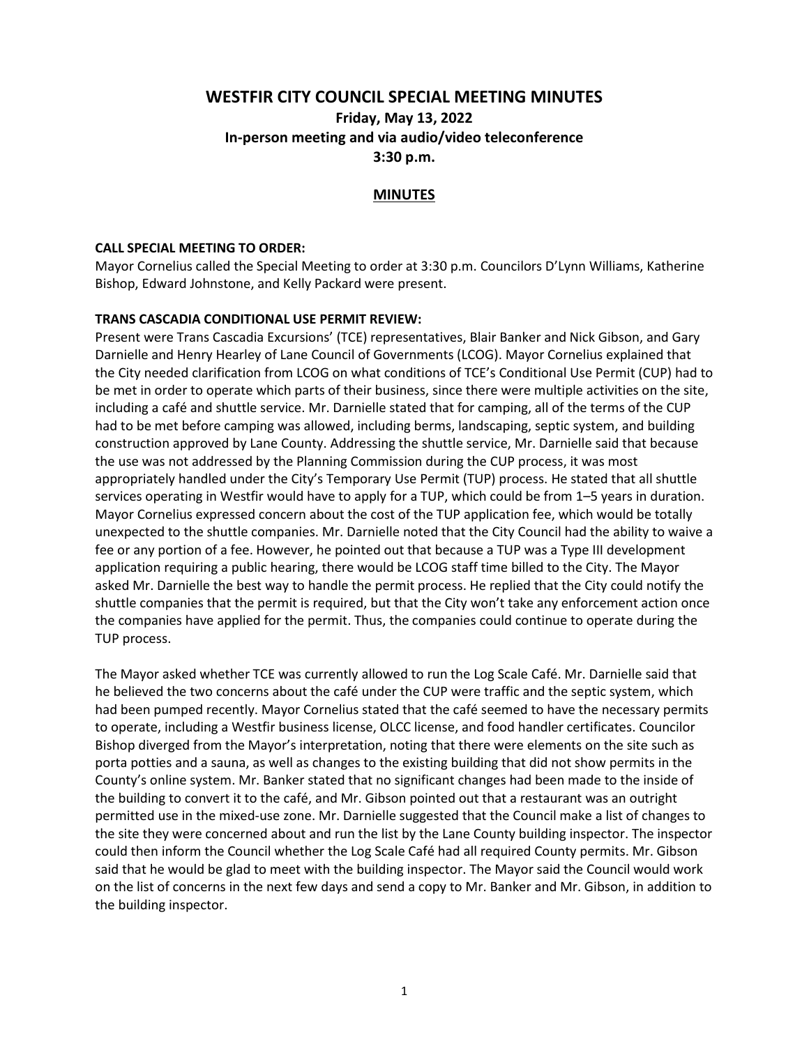# WESTFIR CITY COUNCIL SPECIAL MEETING MINUTES

### Friday, May 13, 2022
### In-person meeting and via audio/video teleconference
### 3:30 p.m.

## MINUTES

**CALL SPECIAL MEETING TO ORDER:**

Mayor Cornelius called the Special Meeting to order at 3:30 p.m. Councilors D'Lynn Williams, Katherine Bishop, Edward Johnstone, and Kelly Packard were present.

**TRANS CASCADIA CONDITIONAL USE PERMIT REVIEW:**

Present were Trans Cascadia Excursions' (TCE) representatives, Blair Banker and Nick Gibson, and Gary Darnielle and Henry Hearley of Lane Council of Governments (LCOG). Mayor Cornelius explained that the City needed clarification from LCOG on what conditions of TCE's Conditional Use Permit (CUP) had to be met in order to operate which parts of their business, since there were multiple activities on the site, including a café and shuttle service. Mr. Darnielle stated that for camping, all of the terms of the CUP had to be met before camping was allowed, including berms, landscaping, septic system, and building construction approved by Lane County. Addressing the shuttle service, Mr. Darnielle said that because the use was not addressed by the Planning Commission during the CUP process, it was most appropriately handled under the City's Temporary Use Permit (TUP) process. He stated that all shuttle services operating in Westfir would have to apply for a TUP, which could be from 1–5 years in duration. Mayor Cornelius expressed concern about the cost of the TUP application fee, which would be totally unexpected to the shuttle companies. Mr. Darnielle noted that the City Council had the ability to waive a fee or any portion of a fee. However, he pointed out that because a TUP was a Type III development application requiring a public hearing, there would be LCOG staff time billed to the City. The Mayor asked Mr. Darnielle the best way to handle the permit process. He replied that the City could notify the shuttle companies that the permit is required, but that the City won't take any enforcement action once the companies have applied for the permit. Thus, the companies could continue to operate during the TUP process.

The Mayor asked whether TCE was currently allowed to run the Log Scale Café. Mr. Darnielle said that he believed the two concerns about the café under the CUP were traffic and the septic system, which had been pumped recently. Mayor Cornelius stated that the café seemed to have the necessary permits to operate, including a Westfir business license, OLCC license, and food handler certificates. Councilor Bishop diverged from the Mayor's interpretation, noting that there were elements on the site such as porta potties and a sauna, as well as changes to the existing building that did not show permits in the County's online system. Mr. Banker stated that no significant changes had been made to the inside of the building to convert it to the café, and Mr. Gibson pointed out that a restaurant was an outright permitted use in the mixed-use zone. Mr. Darnielle suggested that the Council make a list of changes to the site they were concerned about and run the list by the Lane County building inspector. The inspector could then inform the Council whether the Log Scale Café had all required County permits. Mr. Gibson said that he would be glad to meet with the building inspector. The Mayor said the Council would work on the list of concerns in the next few days and send a copy to Mr. Banker and Mr. Gibson, in addition to the building inspector.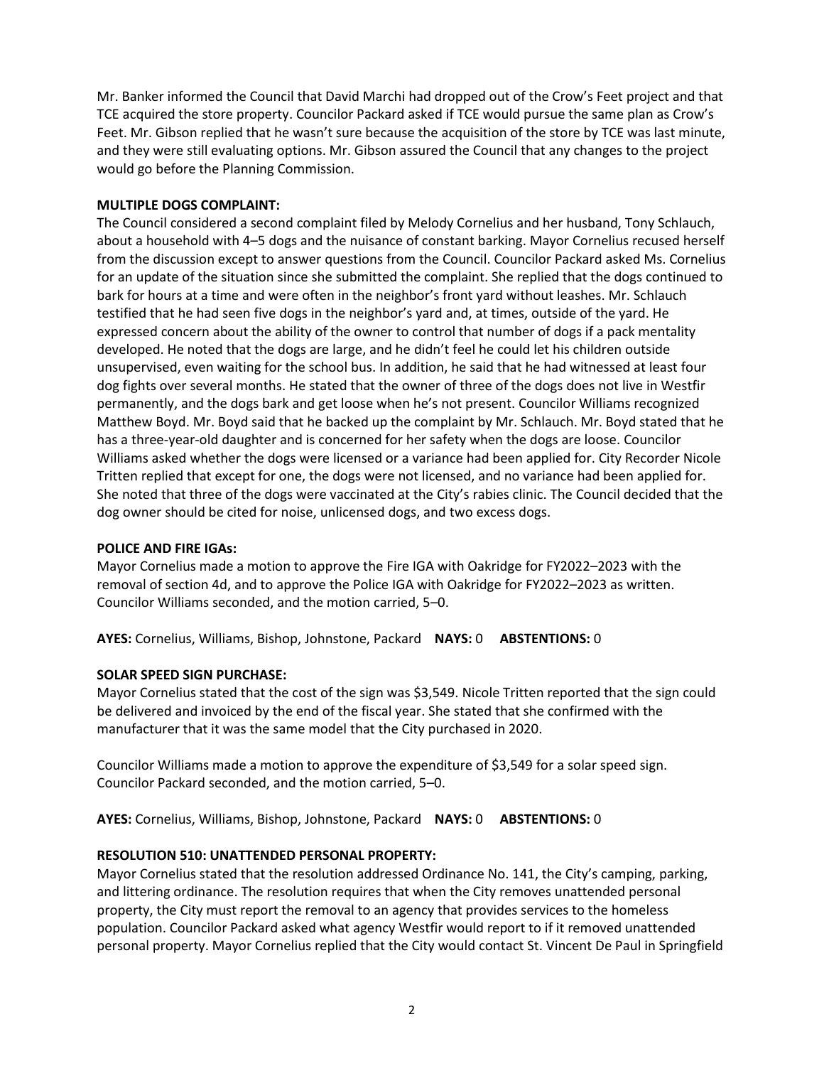Mr. Banker informed the Council that David Marchi had dropped out of the Crow's Feet project and that TCE acquired the store property. Councilor Packard asked if TCE would pursue the same plan as Crow's Feet. Mr. Gibson replied that he wasn't sure because the acquisition of the store by TCE was last minute, and they were still evaluating options. Mr. Gibson assured the Council that any changes to the project would go before the Planning Commission.

**MULTIPLE DOGS COMPLAINT:**

The Council considered a second complaint filed by Melody Cornelius and her husband, Tony Schlauch, about a household with 4–5 dogs and the nuisance of constant barking. Mayor Cornelius recused herself from the discussion except to answer questions from the Council. Councilor Packard asked Ms. Cornelius for an update of the situation since she submitted the complaint. She replied that the dogs continued to bark for hours at a time and were often in the neighbor's front yard without leashes. Mr. Schlauch testified that he had seen five dogs in the neighbor's yard and, at times, outside of the yard. He expressed concern about the ability of the owner to control that number of dogs if a pack mentality developed. He noted that the dogs are large, and he didn't feel he could let his children outside unsupervised, even waiting for the school bus. In addition, he said that he had witnessed at least four dog fights over several months. He stated that the owner of three of the dogs does not live in Westfir permanently, and the dogs bark and get loose when he's not present. Councilor Williams recognized Matthew Boyd. Mr. Boyd said that he backed up the complaint by Mr. Schlauch. Mr. Boyd stated that he has a three-year-old daughter and is concerned for her safety when the dogs are loose. Councilor Williams asked whether the dogs were licensed or a variance had been applied for. City Recorder Nicole Tritten replied that except for one, the dogs were not licensed, and no variance had been applied for. She noted that three of the dogs were vaccinated at the City's rabies clinic. The Council decided that the dog owner should be cited for noise, unlicensed dogs, and two excess dogs.

**POLICE AND FIRE IGAs:**

Mayor Cornelius made a motion to approve the Fire IGA with Oakridge for FY2022–2023 with the removal of section 4d, and to approve the Police IGA with Oakridge for FY2022–2023 as written. Councilor Williams seconded, and the motion carried, 5–0.

**AYES:** Cornelius, Williams, Bishop, Johnstone, Packard **NAYS:** 0 **ABSTENTIONS:** 0

**SOLAR SPEED SIGN PURCHASE:**

Mayor Cornelius stated that the cost of the sign was $3,549. Nicole Tritten reported that the sign could be delivered and invoiced by the end of the fiscal year. She stated that she confirmed with the manufacturer that it was the same model that the City purchased in 2020.

Councilor Williams made a motion to approve the expenditure of $3,549 for a solar speed sign. Councilor Packard seconded, and the motion carried, 5–0.

**AYES:** Cornelius, Williams, Bishop, Johnstone, Packard **NAYS:** 0 **ABSTENTIONS:** 0

**RESOLUTION 510: UNATTENDED PERSONAL PROPERTY:**

Mayor Cornelius stated that the resolution addressed Ordinance No. 141, the City's camping, parking, and littering ordinance. The resolution requires that when the City removes unattended personal property, the City must report the removal to an agency that provides services to the homeless population. Councilor Packard asked what agency Westfir would report to if it removed unattended personal property. Mayor Cornelius replied that the City would contact St. Vincent De Paul in Springfield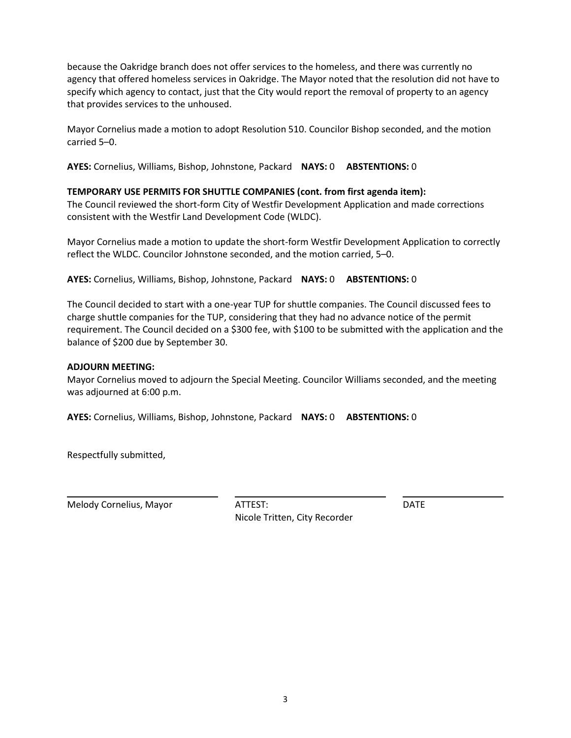because the Oakridge branch does not offer services to the homeless, and there was currently no agency that offered homeless services in Oakridge. The Mayor noted that the resolution did not have to specify which agency to contact, just that the City would report the removal of property to an agency that provides services to the unhoused.

Mayor Cornelius made a motion to adopt Resolution 510. Councilor Bishop seconded, and the motion carried 5–0.

**AYES:** Cornelius, Williams, Bishop, Johnstone, Packard **NAYS:** 0 **ABSTENTIONS:** 0

**TEMPORARY USE PERMITS FOR SHUTTLE COMPANIES (cont. from first agenda item):**
The Council reviewed the short-form City of Westfir Development Application and made corrections consistent with the Westfir Land Development Code (WLDC).

Mayor Cornelius made a motion to update the short-form Westfir Development Application to correctly reflect the WLDC. Councilor Johnstone seconded, and the motion carried, 5–0.

**AYES:** Cornelius, Williams, Bishop, Johnstone, Packard **NAYS:** 0 **ABSTENTIONS:** 0

The Council decided to start with a one-year TUP for shuttle companies. The Council discussed fees to charge shuttle companies for the TUP, considering that they had no advance notice of the permit requirement. The Council decided on a $300 fee, with $100 to be submitted with the application and the balance of $200 due by September 30.

**ADJOURN MEETING:**
Mayor Cornelius moved to adjourn the Special Meeting. Councilor Williams seconded, and the meeting was adjourned at 6:00 p.m.

**AYES:** Cornelius, Williams, Bishop, Johnstone, Packard **NAYS:** 0 **ABSTENTIONS:** 0

Respectfully submitted,

| | | |
|---|---|---|
| Melody Cornelius, Mayor | ATTEST: Nicole Tritten, City Recorder | DATE |